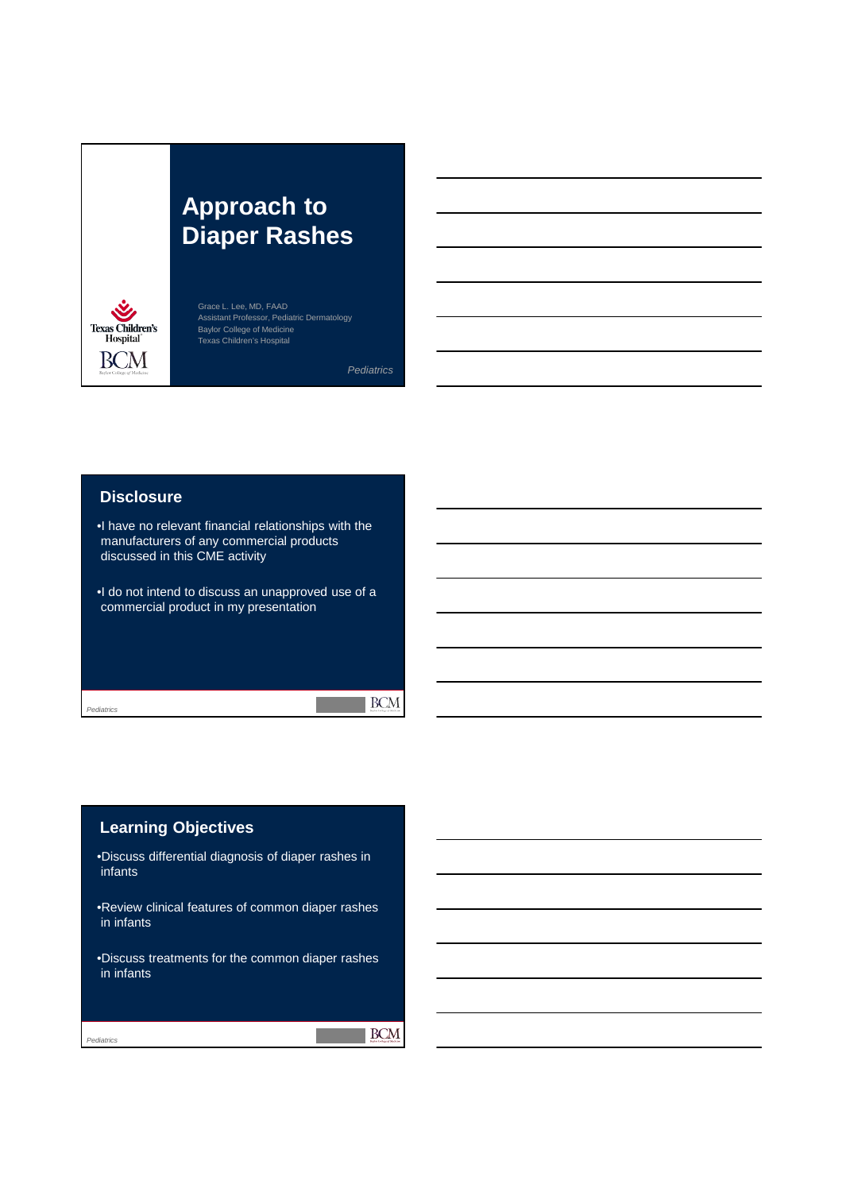# Approach to Diaper Rashes

Grace L. Lee, MD, FAAD
Assistant Professor, Pediatric Dermatology
Baylor College of Medicine
Texas Children's Hospital

*Pediatrics*

## Disclosure

- I have no relevant financial relationships with the manufacturers of any commercial products discussed in this CME activity
- I do not intend to discuss an unapproved use of a commercial product in my presentation

## Learning Objectives

- Discuss differential diagnosis of diaper rashes in infants
- Review clinical features of common diaper rashes in infants
- Discuss treatments for the common diaper rashes in infants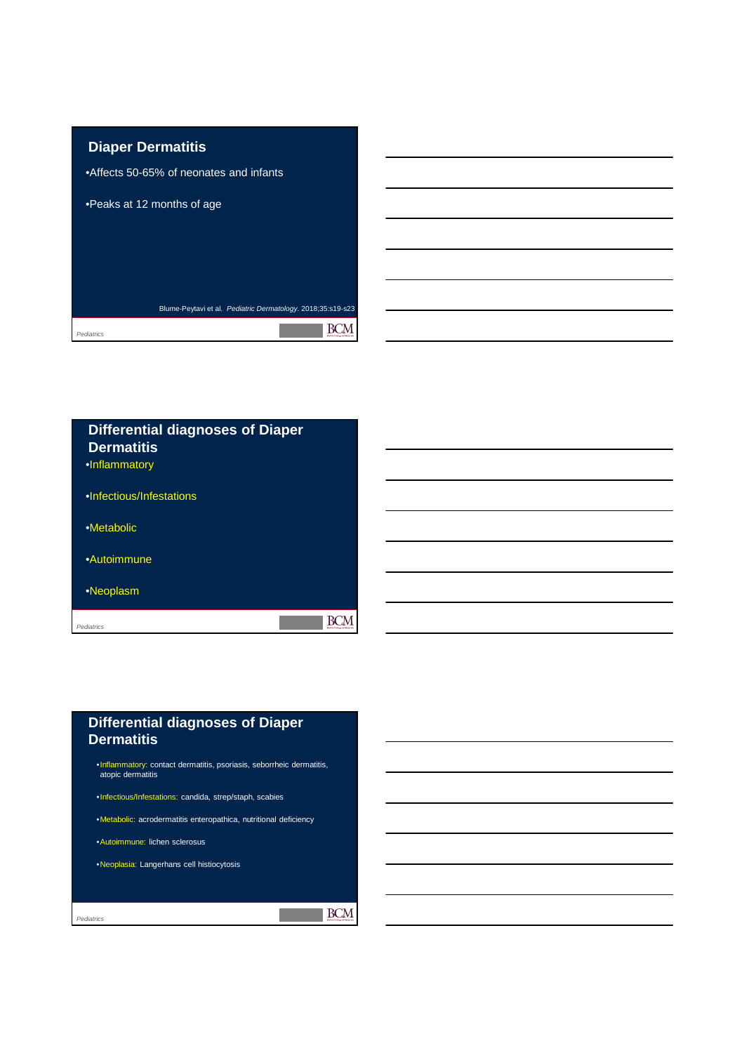## Diaper Dermatitis

- Affects 50-65% of neonates and infants
- Peaks at 12 months of age

Blume-Peytavi et al. *Pediatric Dermatology.* 2018;35:s19-s23

## Differential diagnoses of Diaper Dermatitis

- Inflammatory
- Infectious/Infestations
- Metabolic
- Autoimmune
- Neoplasm

## Differential diagnoses of Diaper Dermatitis

- Inflammatory: contact dermatitis, psoriasis, seborrheic dermatitis, atopic dermatitis
- Infectious/Infestations: candida, strep/staph, scabies
- Metabolic: acrodermatitis enteropathica, nutritional deficiency
- Autoimmune: lichen sclerosus
- Neoplasia: Langerhans cell histiocytosis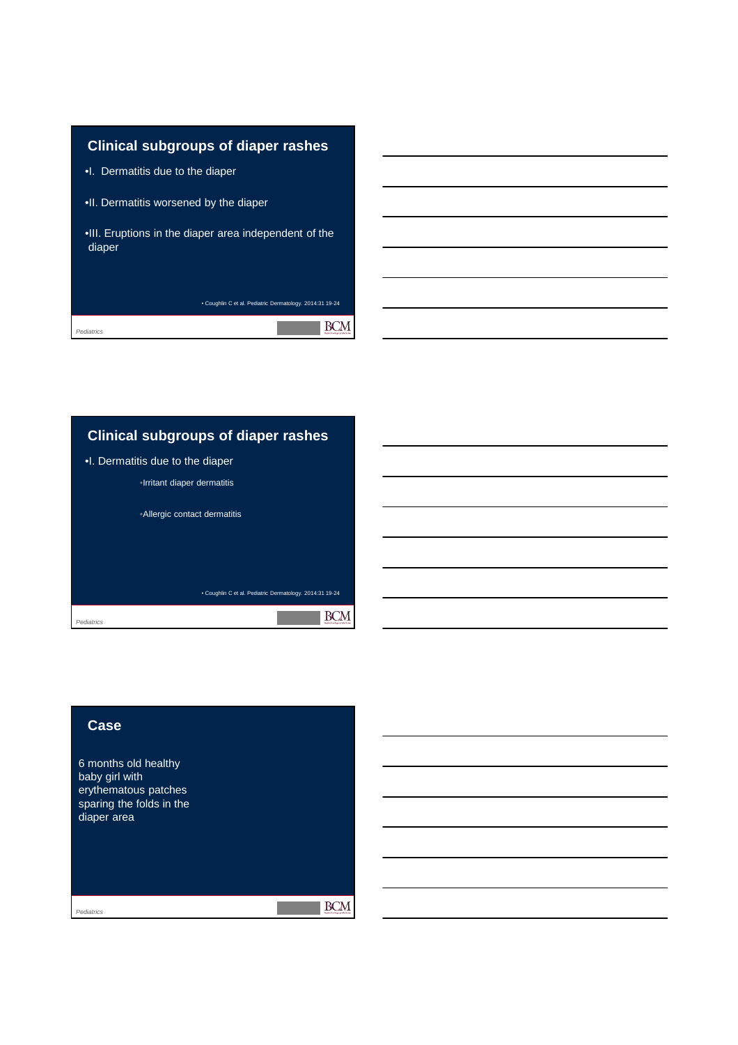## Clinical subgroups of diaper rashes

- I. Dermatitis due to the diaper
- II. Dermatitis worsened by the diaper
- III. Eruptions in the diaper area independent of the diaper

• Coughlin C et al. Pediatric Dermatology. 2014:31 19-24

## Clinical subgroups of diaper rashes

- I. Dermatitis due to the diaper
  - Irritant diaper dermatitis
  - Allergic contact dermatitis

• Coughlin C et al. Pediatric Dermatology. 2014:31 19-24

## Case

6 months old healthy baby girl with erythematous patches sparing the folds in the diaper area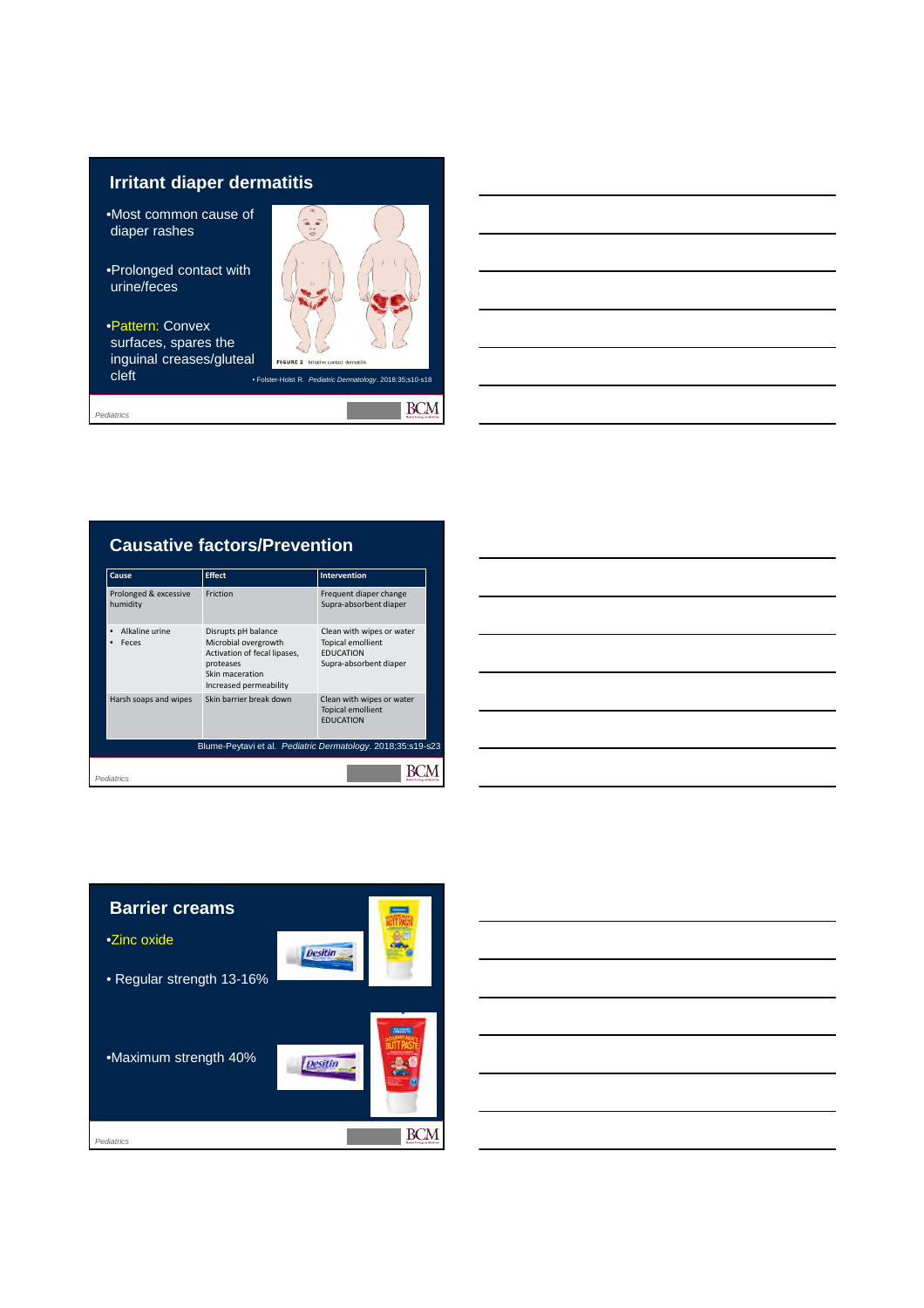## Irritant diaper dermatitis

- Most common cause of diaper rashes
- Prolonged contact with urine/feces
- Pattern: Convex surfaces, spares the inguinal creases/gluteal cleft

FIGURE 2 Irritative contact dermatitis

• Folster-Holst R. *Pediatric Dermatology*. 2018;35:s10-s18

## Causative factors/Prevention

| Cause | Effect | Intervention |
|---|---|---|
| Prolonged & excessive humidity | Friction | Frequent diaper change<br>Supra-absorbent diaper |
| • Alkaline urine<br>• Feces | Disrupts pH balance<br>Microbial overgrowth<br>Activation of fecal lipases, proteases<br>Skin maceration<br>Increased permeability | Clean with wipes or water<br>Topical emollient<br>EDUCATION<br>Supra-absorbent diaper |
| Harsh soaps and wipes | Skin barrier break down | Clean with wipes or water<br>Topical emollient<br>EDUCATION |

Blume-Peytavi et al. *Pediatric Dermatology*. 2018;35:s19-s23

## Barrier creams

- Zinc oxide
- Regular strength 13-16%
- Maximum strength 40%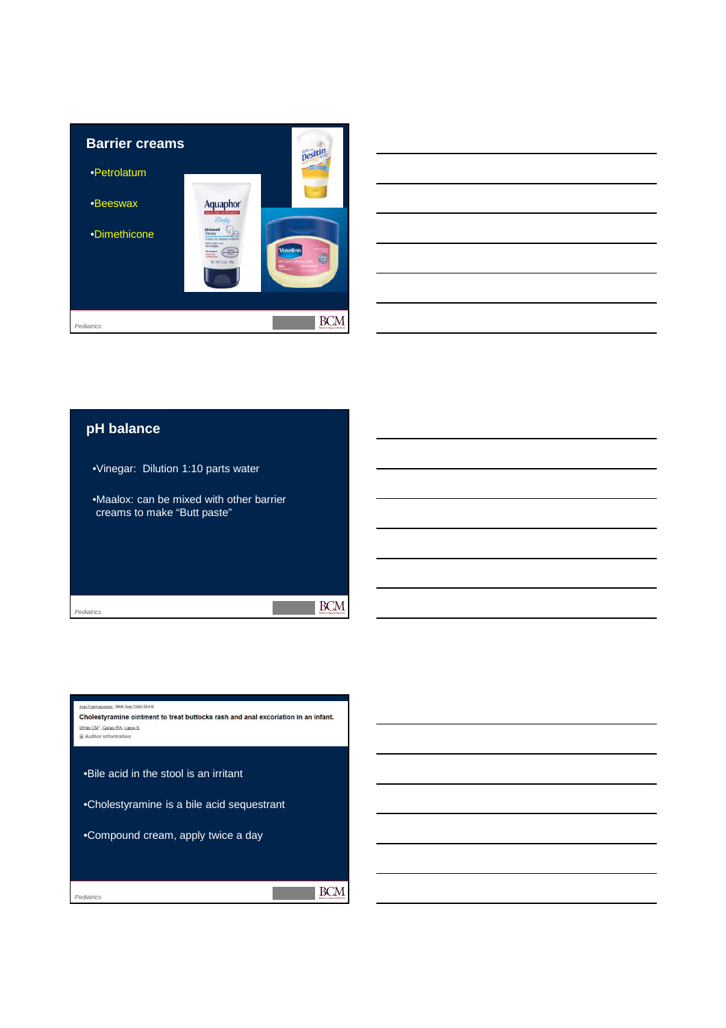## Barrier creams

- Petrolatum
- Beeswax
- Dimethicone

## pH balance

- Vinegar: Dilution 1:10 parts water
- Maalox: can be mixed with other barrier creams to make "Butt paste"

Ann Pharmacother. 1996 Sep;30(9):954-6.

**Cholestyramine ointment to treat buttocks rash and anal excoriation in an infant.**

White CM[1], Gailey RA, Lippe S.

Author information

- Bile acid in the stool is an irritant
- Cholestyramine is a bile acid sequestrant
- Compound cream, apply twice a day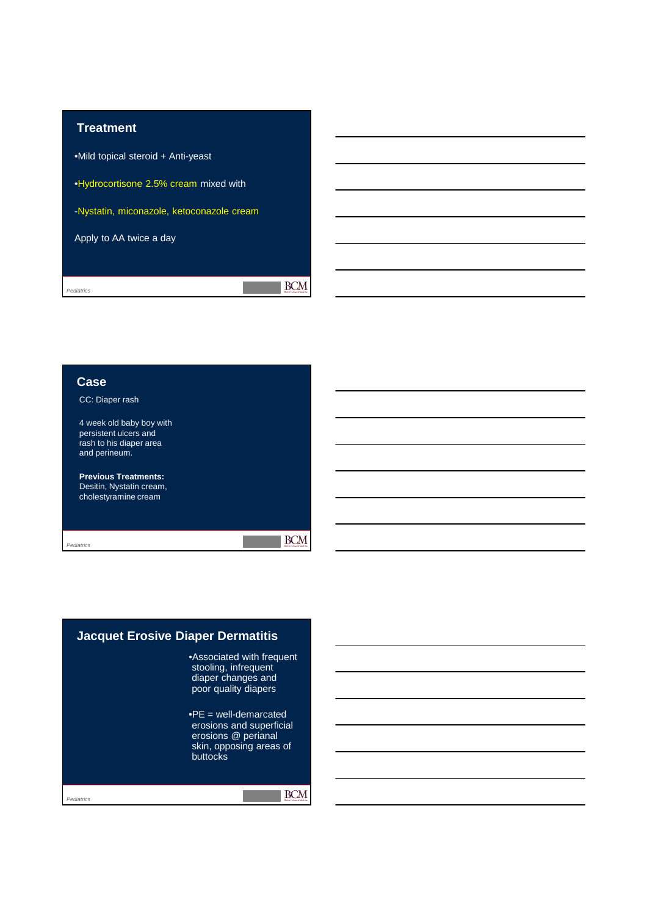## Treatment

- Mild topical steroid + Anti-yeast
- Hydrocortisone 2.5% cream mixed with

-Nystatin, miconazole, ketoconazole cream

Apply to AA twice a day

## Case

CC: Diaper rash

4 week old baby boy with persistent ulcers and rash to his diaper area and perineum.

**Previous Treatments:**
Desitin, Nystatin cream, cholestyramine cream

## Jacquet Erosive Diaper Dermatitis

- Associated with frequent stooling, infrequent diaper changes and poor quality diapers
- PE = well-demarcated erosions and superficial erosions @ perianal skin, opposing areas of buttocks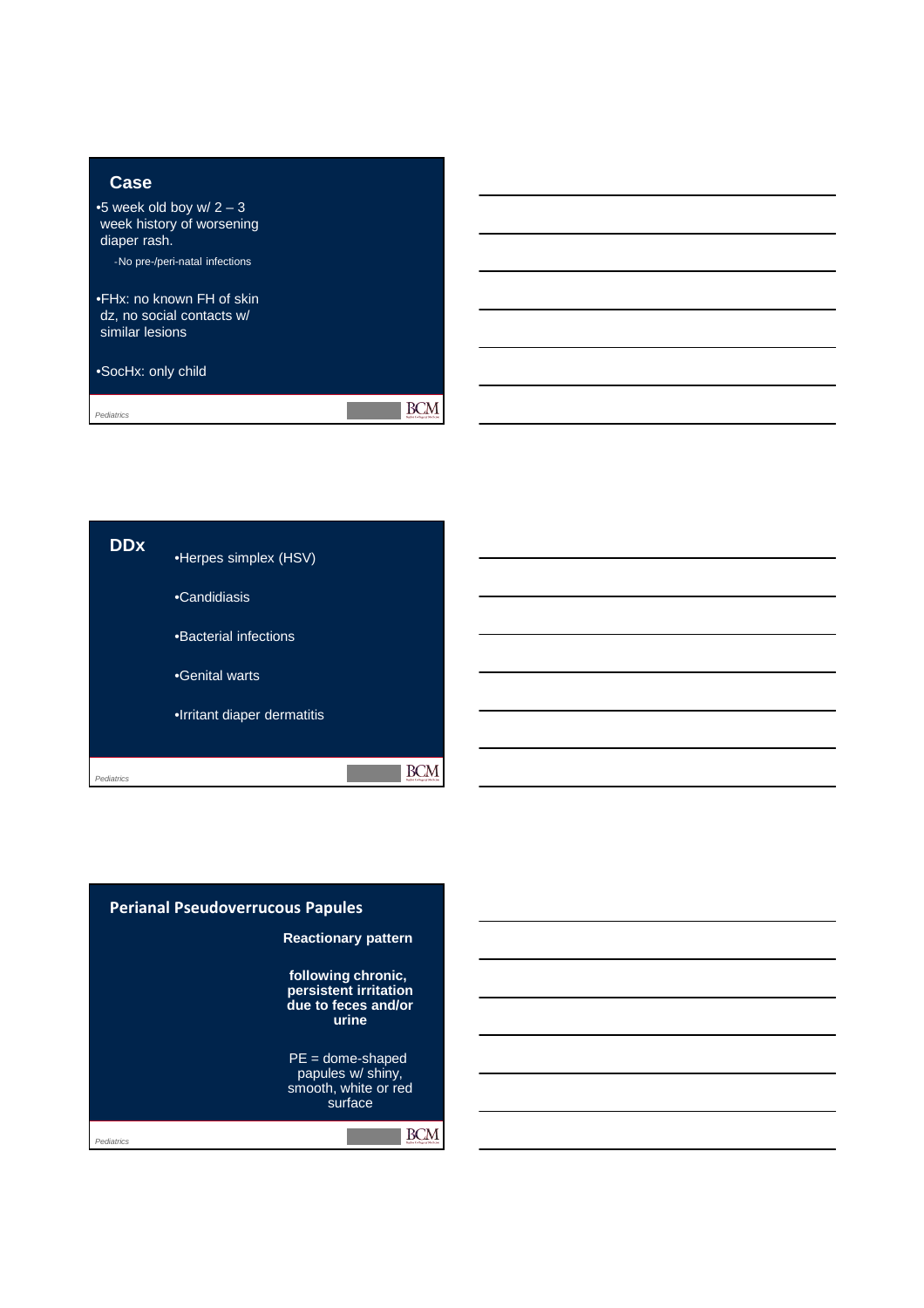## Case

- 5 week old boy w/ 2 – 3 week history of worsening diaper rash.
  - No pre-/peri-natal infections
- FHx: no known FH of skin dz, no social contacts w/ similar lesions
- SocHx: only child

## DDx

- Herpes simplex (HSV)
- Candidiasis
- Bacterial infections
- Genital warts
- Irritant diaper dermatitis

## Perianal Pseudoverrucous Papules

**Reactionary pattern**

**following chronic, persistent irritation due to feces and/or urine**

PE = dome-shaped papules w/ shiny, smooth, white or red surface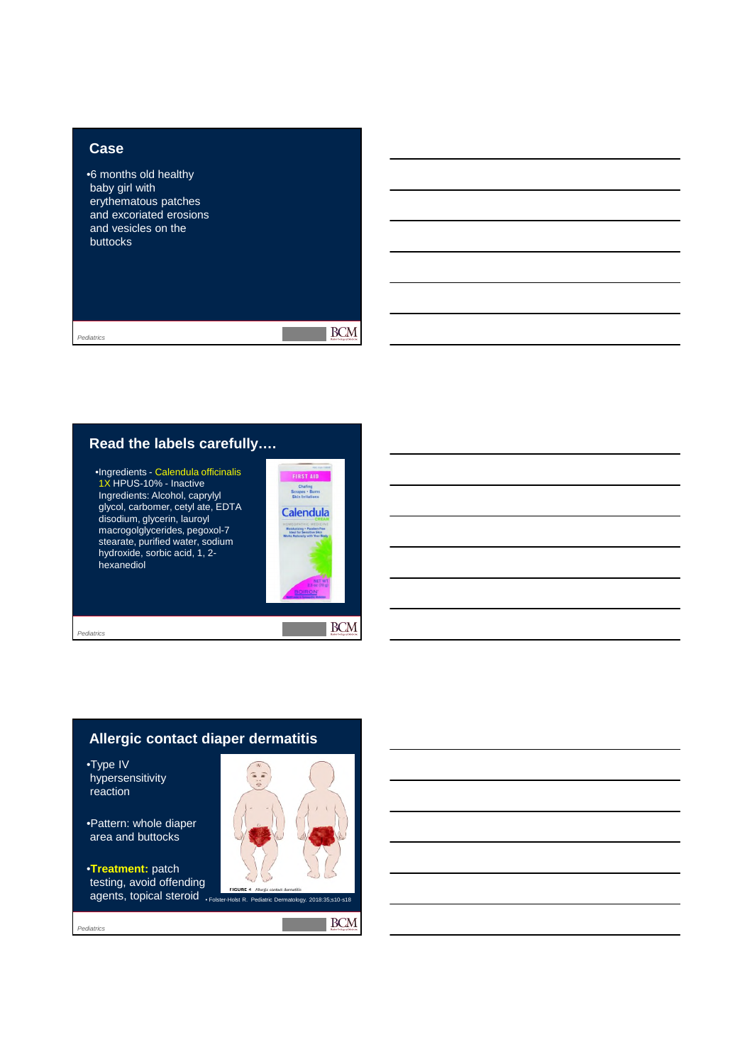## Case

- 6 months old healthy baby girl with erythematous patches and excoriated erosions and vesicles on the buttocks

## Read the labels carefully….

- Ingredients - Calendula officinalis 1X HPUS-10% - Inactive Ingredients: Alcohol, caprylyl glycol, carbomer, cetyl ate, EDTA disodium, glycerin, lauroyl macrogolglycerides, pegoxol-7 stearate, purified water, sodium hydroxide, sorbic acid, 1, 2-hexanediol

## Allergic contact diaper dermatitis

- Type IV hypersensitivity reaction
- Pattern: whole diaper area and buttocks
- **Treatment:** patch testing, avoid offending agents, topical steroid

FIGURE 4 Allergic contact dermatitis

- Folster-Holst R. Pediatric Dermatology. 2018;35:s10-s18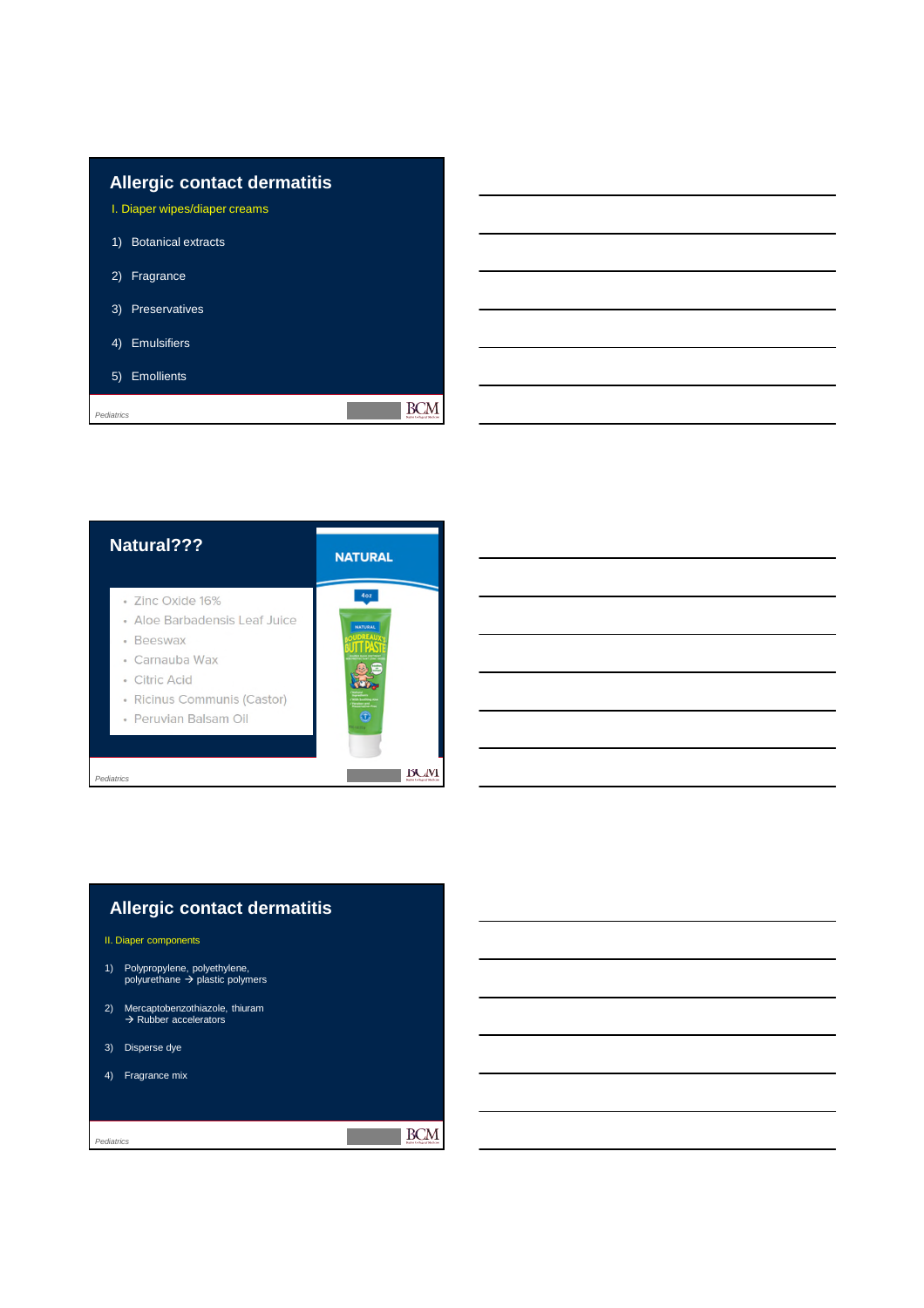## Allergic contact dermatitis

I. Diaper wipes/diaper creams

1) Botanical extracts
2) Fragrance
3) Preservatives
4) Emulsifiers
5) Emollients

## Natural???

NATURAL

- Zinc Oxide 16%
- Aloe Barbadensis Leaf Juice
- Beeswax
- Carnauba Wax
- Citric Acid
- Ricinus Communis (Castor)
- Peruvian Balsam Oil

## Allergic contact dermatitis

II. Diaper components

1) Polypropylene, polyethylene, polyurethane → plastic polymers
2) Mercaptobenzothiazole, thiuram → Rubber accelerators
3) Disperse dye
4) Fragrance mix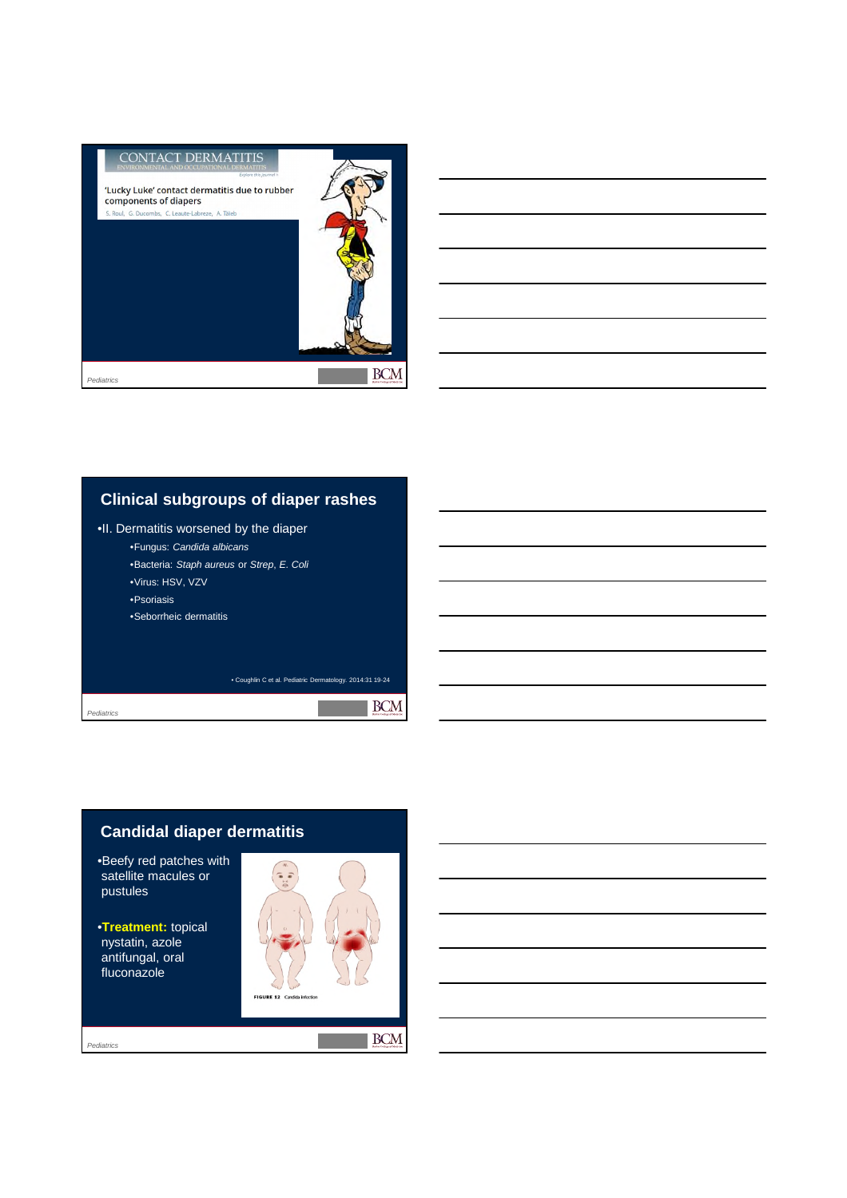CONTACT DERMATITIS

ENVIRONMENTAL AND OCCUPATIONAL DERMATITIS

'Lucky Luke' contact dermatitis due to rubber components of diapers

S. Roul, G. Ducombs, C. Leaute-Labreze, A. Taïeb

## Clinical subgroups of diaper rashes

- II. Dermatitis worsened by the diaper
  - Fungus: *Candida albicans*
  - Bacteria: *Staph aureus* or *Strep*, *E. Coli*
  - Virus: HSV, VZV
  - Psoriasis
  - Seborrheic dermatitis

• Coughlin C et al. Pediatric Dermatology. 2014:31 19-24

## Candidal diaper dermatitis

- Beefy red patches with satellite macules or pustules
- **Treatment:** topical nystatin, azole antifungal, oral fluconazole

FIGURE 12 Candida infection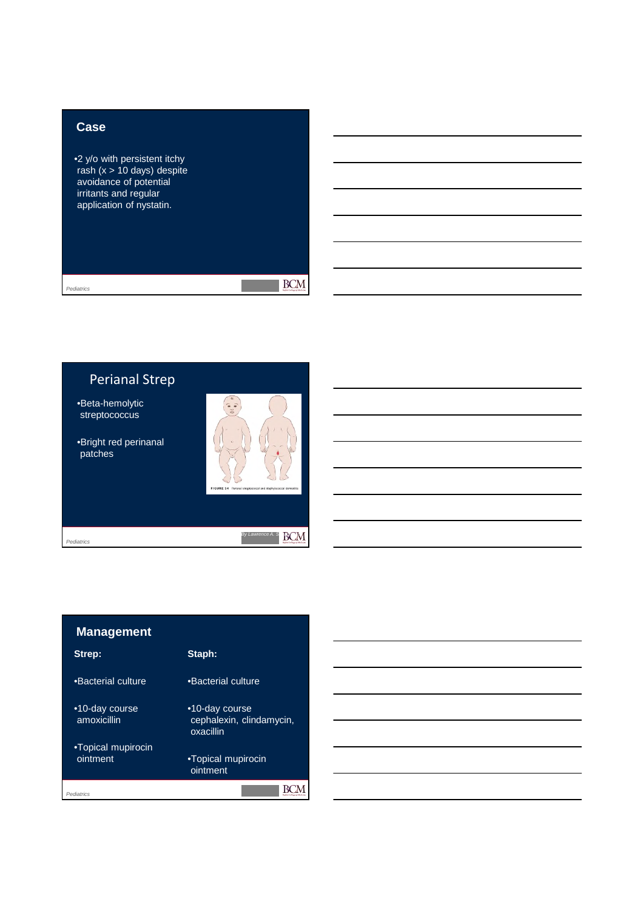## Case

- 2 y/o with persistent itchy rash (x > 10 days) despite avoidance of potential irritants and regular application of nystatin.

## Perianal Strep

- Beta-hemolytic streptococcus
- Bright red perianal patches

FIGURE 14 Perianal streptococcal and staphylococcal dermatitis

## Management

| Strep: | Staph: |
| --- | --- |
| •Bacterial culture | •Bacterial culture |
| •10-day course amoxicillin | •10-day course cephalexin, clindamycin, oxacillin |
| •Topical mupirocin ointment | •Topical mupirocin ointment |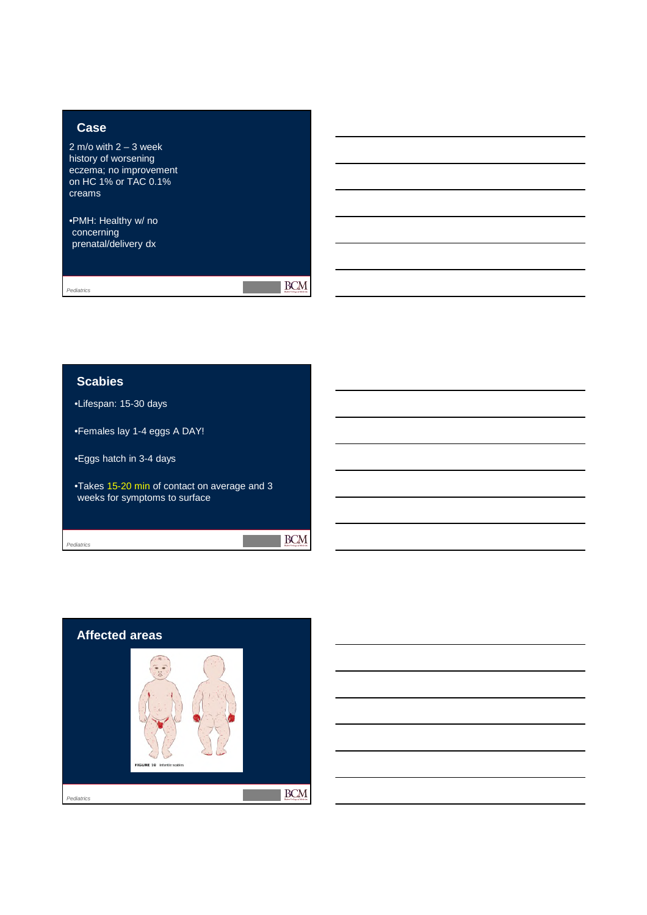## Case

2 m/o with 2 – 3 week history of worsening eczema; no improvement on HC 1% or TAC 0.1% creams

- PMH: Healthy w/ no concerning prenatal/delivery dx

## Scabies

- Lifespan: 15-30 days
- Females lay 1-4 eggs A DAY!
- Eggs hatch in 3-4 days
- Takes 15-20 min of contact on average and 3 weeks for symptoms to surface

## Affected areas

FIGURE 10 Infantile scabies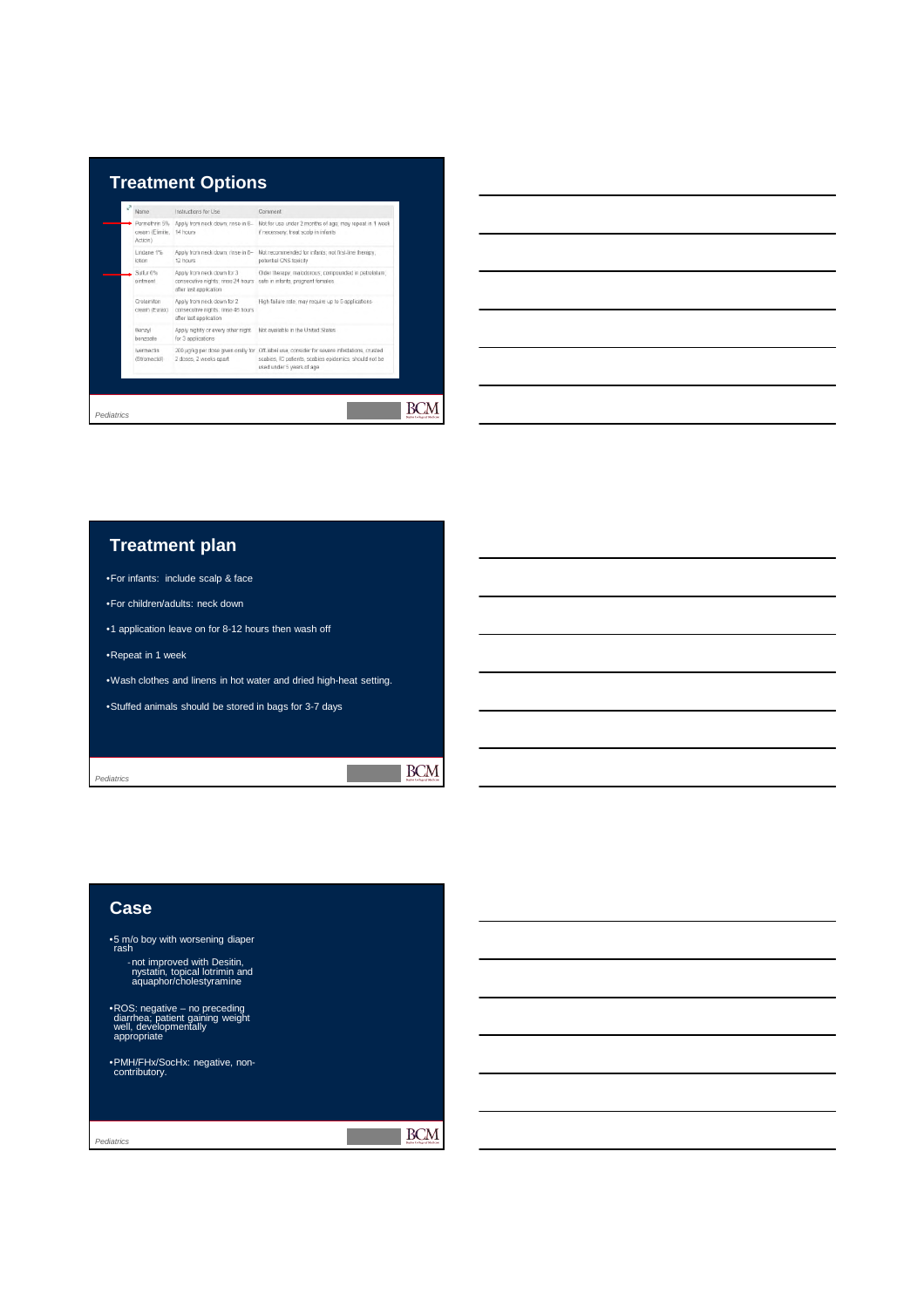## Treatment Options

| Name | Instructions for Use | Comment |
|---|---|---|
| Permethrin 5% cream (Elimite, Acticin) | Apply from neck down, rinse in 8–14 hours | Not for use under 2 months of age; may repeat in 1 week if necessary; treat scalp in infants |
| Lindane 1% lotion | Apply from neck down, rinse in 8–12 hours | Not recommended for infants; not first-line therapy; potential CNS toxicity |
| Sulfur 6% ointment | Apply from neck down for 3 consecutive nights, rinse 24 hours after last application | Older therapy; malodorous; compounded in petrolatum; safe in infants, pregnant females |
| Crotamiton cream (Eurax) | Apply from neck down for 2 consecutive nights, rinse 48 hours after last application | High failure rate; may require up to 5 applications |
| Benzyl benzoate | Apply nightly or every other night for 3 applications | Not available in the United States |
| Ivermectin (Stromectol) | 200 μg/kg per dose given orally for 2 doses, 2 weeks apart | Off-label use; consider for severe infestations, crusted scabies, IC patients, scabies epidemics; should not be used under 5 years of age |

*Pediatrics*

## Treatment plan

- For infants: include scalp & face
- For children/adults: neck down
- 1 application leave on for 8-12 hours then wash off
- Repeat in 1 week
- Wash clothes and linens in hot water and dried high-heat setting.
- Stuffed animals should be stored in bags for 3-7 days

*Pediatrics*

## Case

- 5 m/o boy with worsening diaper rash
  - not improved with Desitin, nystatin, topical lotrimin and aquaphor/cholestyramine
- ROS: negative – no preceding diarrhea; patient gaining weight well, developmentally appropriate
- PMH/FHx/SocHx: negative, non-contributory.

*Pediatrics*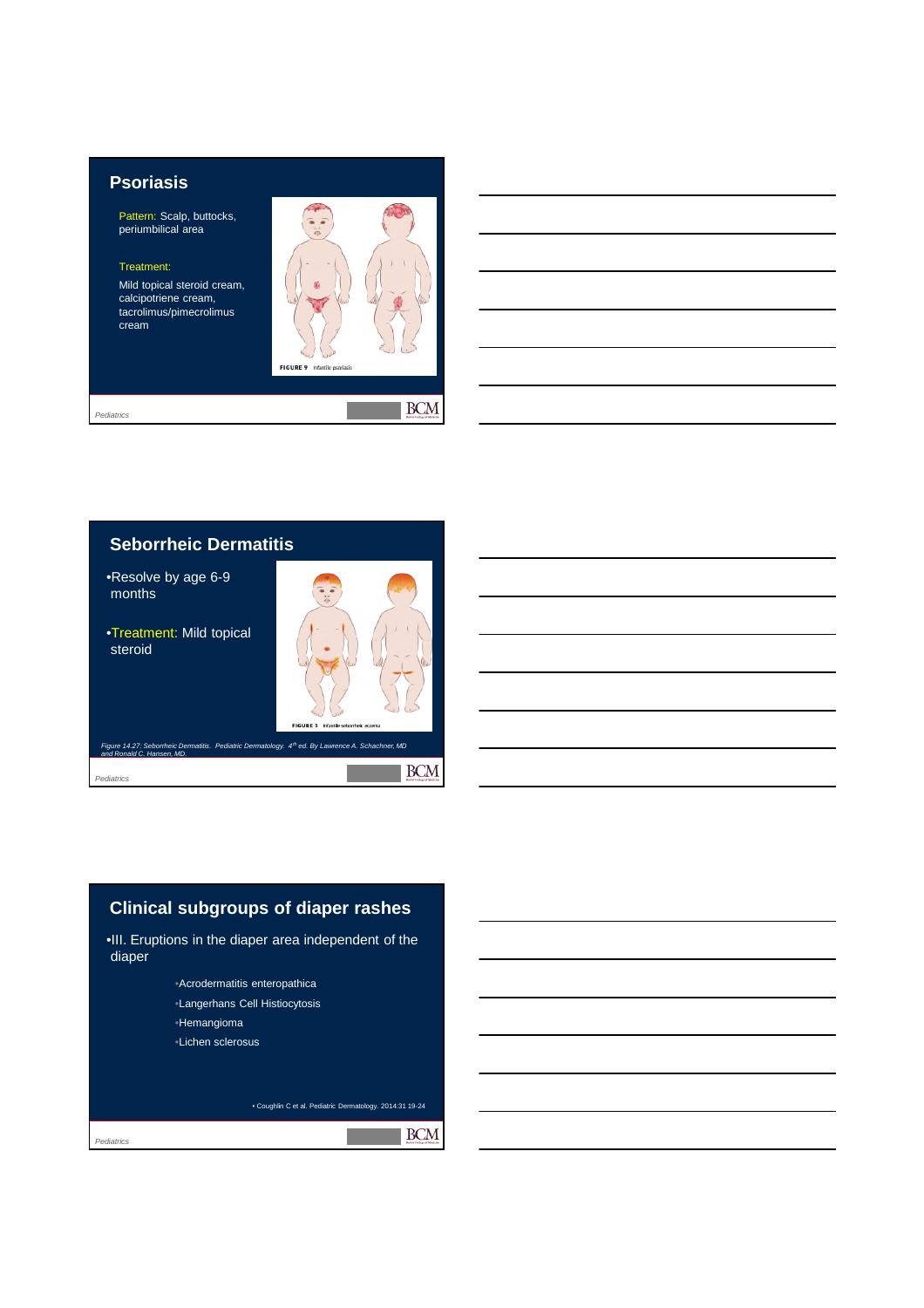## Psoriasis

Pattern: Scalp, buttocks, periumbilical area

Treatment:

Mild topical steroid cream, calcipotriene cream, tacrolimus/pimecrolimus cream

FIGURE 9 Infantile psoriasis

## Seborrheic Dermatitis

- Resolve by age 6-9 months
- Treatment: Mild topical steroid

FIGURE 5 Infantile seborrheic eczema

*Figure 14.27: Seborrheic Dermatitis. Pediatric Dermatology. 4th ed. By Lawrence A. Schachner, MD and Ronald C. Hansen, MD.*

## Clinical subgroups of diaper rashes

- III. Eruptions in the diaper area independent of the diaper
  - Acrodermatitis enteropathica
  - Langerhans Cell Histiocytosis
  - Hemangioma
  - Lichen sclerosus

• Coughlin C et al. Pediatric Dermatology. 2014:31 19-24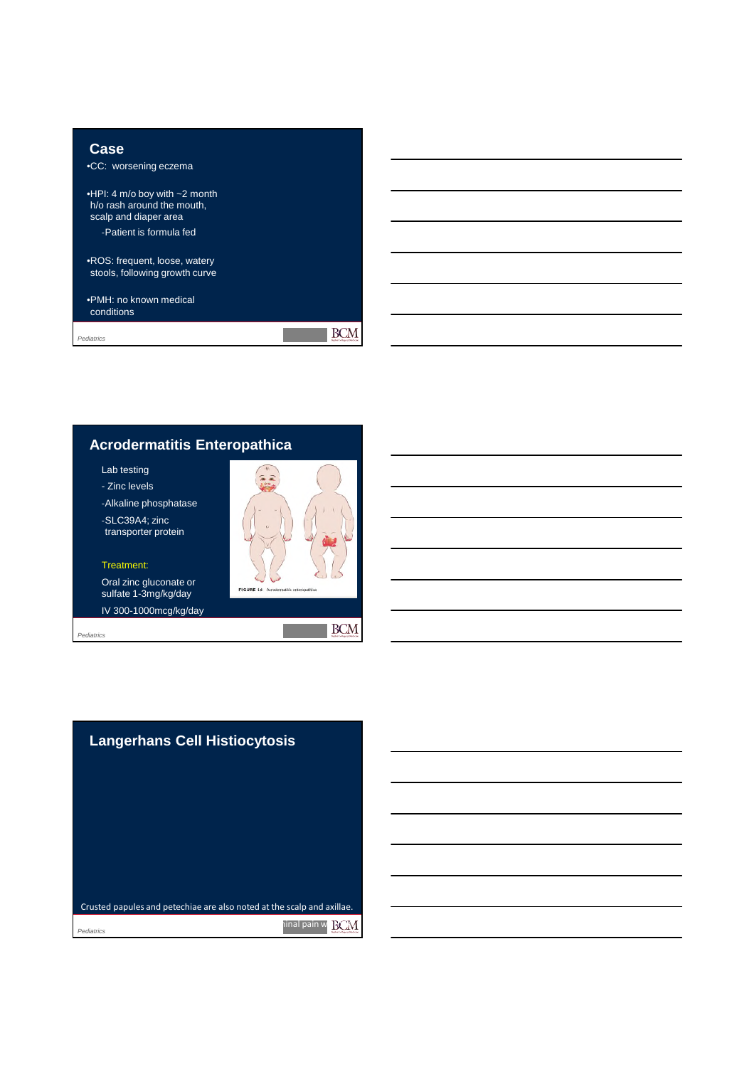## Case

- CC: worsening eczema
- HPI: 4 m/o boy with ~2 month h/o rash around the mouth, scalp and diaper area
  - -Patient is formula fed
- ROS: frequent, loose, watery stools, following growth curve
- PMH: no known medical conditions

## Acrodermatitis Enteropathica

Lab testing

- Zinc levels
- Alkaline phosphatase
- SLC39A4; zinc transporter protein

FIGURE 16 Acrodermatitis enteropathica

Treatment:

Oral zinc gluconate or sulfate 1-3mg/kg/day

IV 300-1000mcg/kg/day

## Langerhans Cell Histiocytosis

Crusted papules and petechiae are also noted at the scalp and axillae.

inal pain w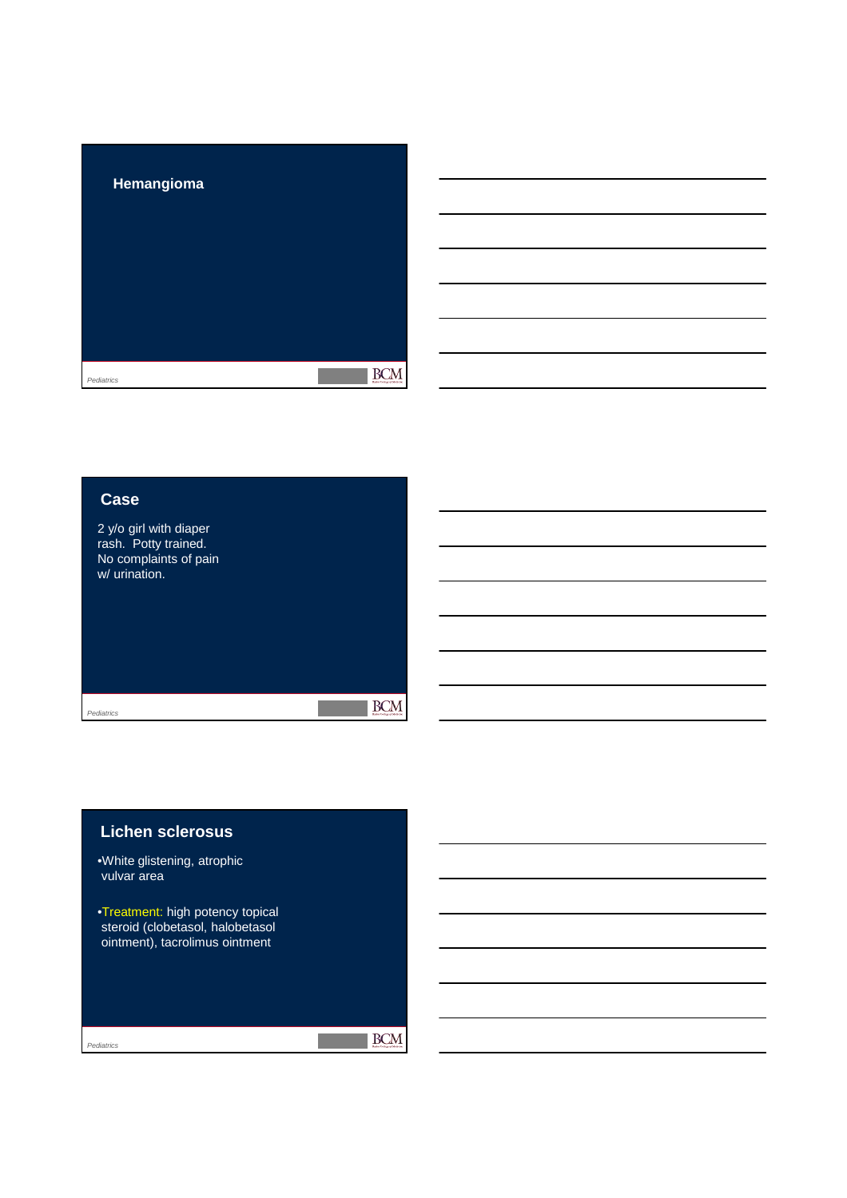## Hemangioma

## Case

2 y/o girl with diaper rash. Potty trained. No complaints of pain w/ urination.

## Lichen sclerosus

- White glistening, atrophic vulvar area
- Treatment: high potency topical steroid (clobetasol, halobetasol ointment), tacrolimus ointment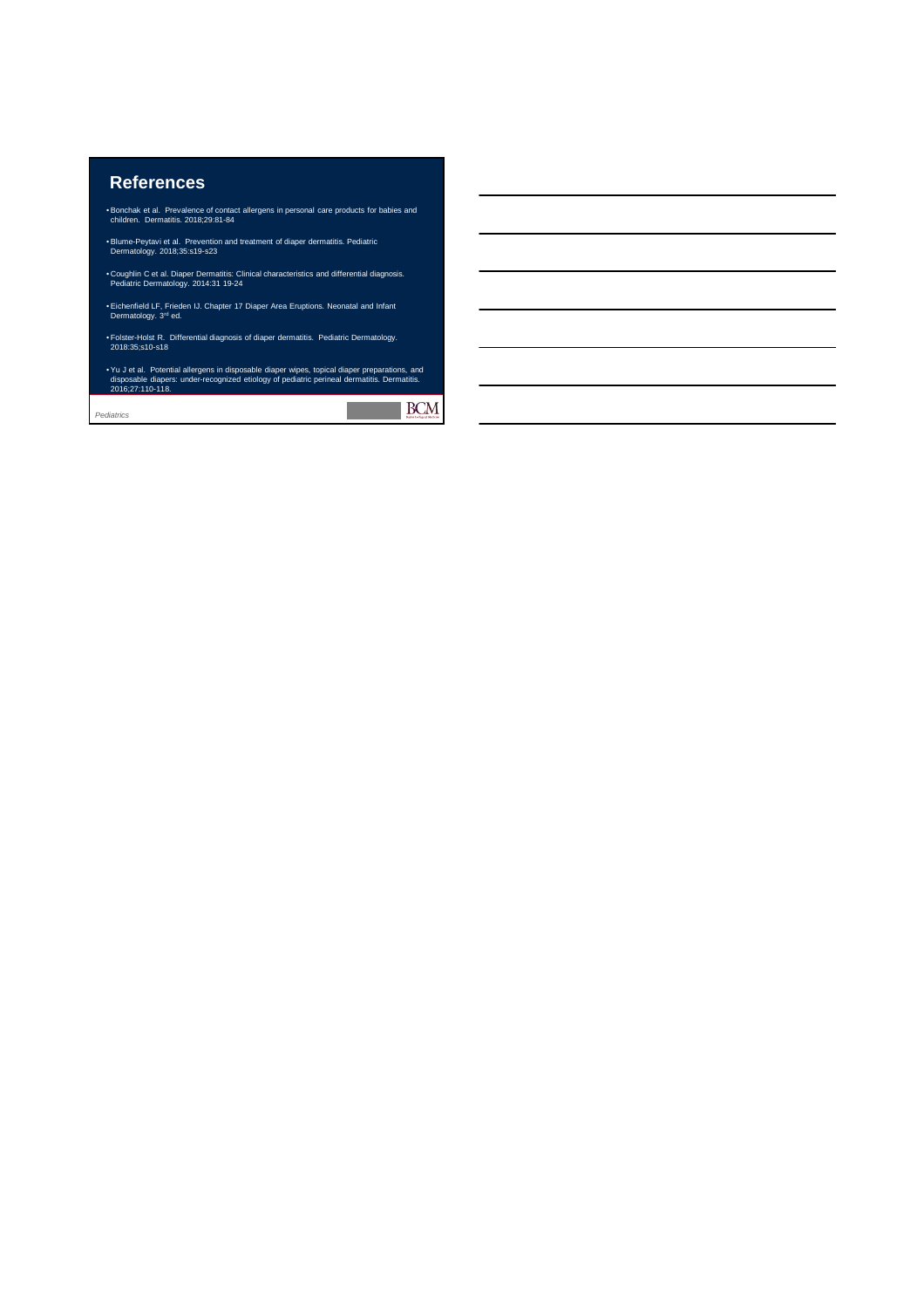# References

- Bonchak et al. Prevalence of contact allergens in personal care products for babies and children. Dermatitis. 2018;29:81-84
- Blume-Peytavi et al. Prevention and treatment of diaper dermatitis. Pediatric Dermatology. 2018;35:s19-s23
- Coughlin C et al. Diaper Dermatitis: Clinical characteristics and differential diagnosis. Pediatric Dermatology. 2014:31 19-24
- Eichenfield LF, Frieden IJ. Chapter 17 Diaper Area Eruptions. Neonatal and Infant Dermatology. 3rd ed.
- Folster-Holst R. Differential diagnosis of diaper dermatitis. Pediatric Dermatology. 2018:35;s10-s18
- Yu J et al. Potential allergens in disposable diaper wipes, topical diaper preparations, and disposable diapers: under-recognized etiology of pediatric perineal dermatitis. Dermatitis. 2016;27:110-118.

*Pediatrics*

BCM